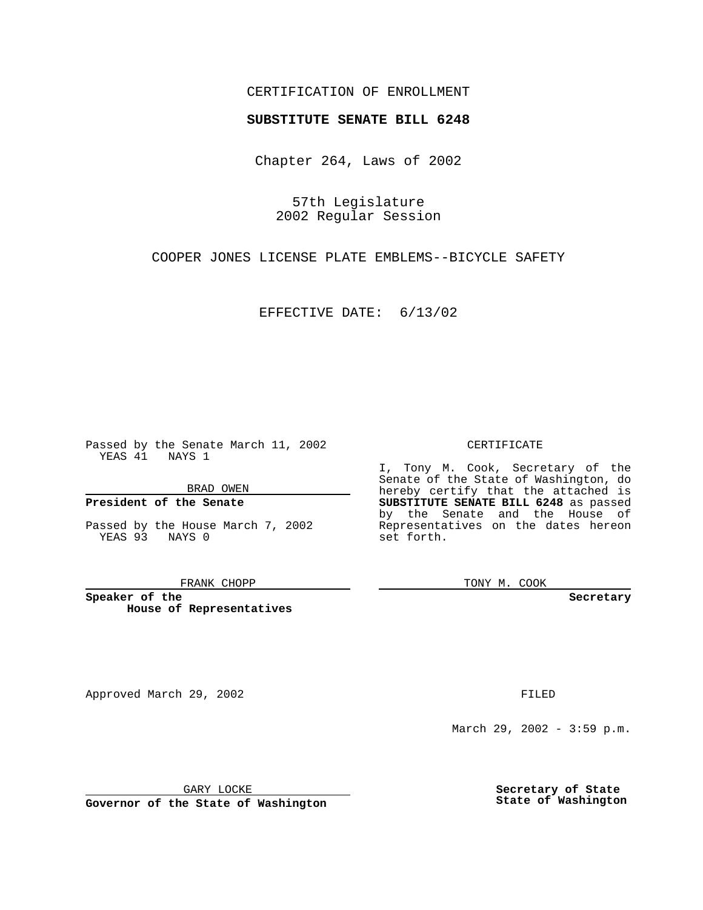CERTIFICATION OF ENROLLMENT

**SUBSTITUTE SENATE BILL 6248**

Chapter 264, Laws of 2002

57th Legislature
2002 Regular Session

COOPER JONES LICENSE PLATE EMBLEMS--BICYCLE SAFETY

EFFECTIVE DATE: 6/13/02

Passed by the Senate March 11, 2002
YEAS 41 NAYS 1

BRAD OWEN

**President of the Senate**

Passed by the House March 7, 2002
YEAS 93 NAYS 0

FRANK CHOPP

**Speaker of the House of Representatives**

CERTIFICATE

I, Tony M. Cook, Secretary of the Senate of the State of Washington, do hereby certify that the attached is **SUBSTITUTE SENATE BILL 6248** as passed by the Senate and the House of Representatives on the dates hereon set forth.

TONY M. COOK

**Secretary**

Approved March 29, 2002

GARY LOCKE

**Governor of the State of Washington**

FILED

March 29, 2002 - 3:59 p.m.

**Secretary of State**
**State of Washington**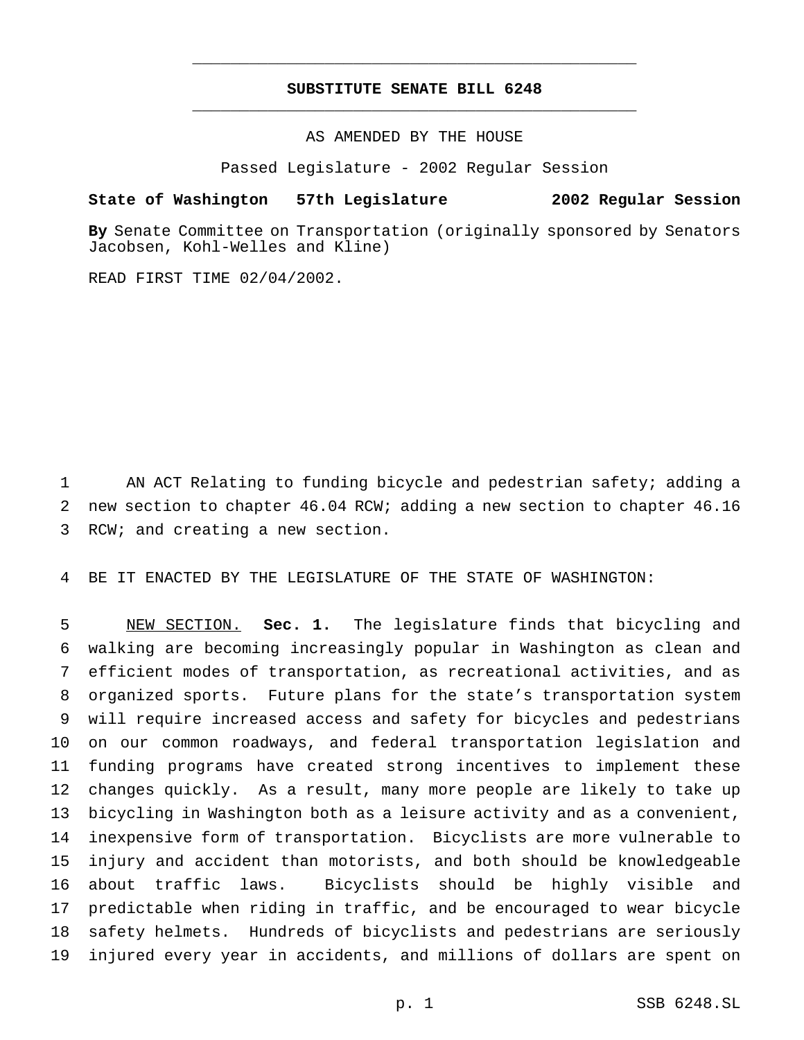# SUBSTITUTE SENATE BILL 6248

AS AMENDED BY THE HOUSE

Passed Legislature - 2002 Regular Session

**State of Washington 57th Legislature 2002 Regular Session**

**By** Senate Committee on Transportation (originally sponsored by Senators Jacobsen, Kohl-Welles and Kline)

READ FIRST TIME 02/04/2002.

AN ACT Relating to funding bicycle and pedestrian safety; adding a new section to chapter 46.04 RCW; adding a new section to chapter 46.16 RCW; and creating a new section.

BE IT ENACTED BY THE LEGISLATURE OF THE STATE OF WASHINGTON:

NEW SECTION. **Sec. 1.** The legislature finds that bicycling and walking are becoming increasingly popular in Washington as clean and efficient modes of transportation, as recreational activities, and as organized sports. Future plans for the state's transportation system will require increased access and safety for bicycles and pedestrians on our common roadways, and federal transportation legislation and funding programs have created strong incentives to implement these changes quickly. As a result, many more people are likely to take up bicycling in Washington both as a leisure activity and as a convenient, inexpensive form of transportation. Bicyclists are more vulnerable to injury and accident than motorists, and both should be knowledgeable about traffic laws. Bicyclists should be highly visible and predictable when riding in traffic, and be encouraged to wear bicycle safety helmets. Hundreds of bicyclists and pedestrians are seriously injured every year in accidents, and millions of dollars are spent on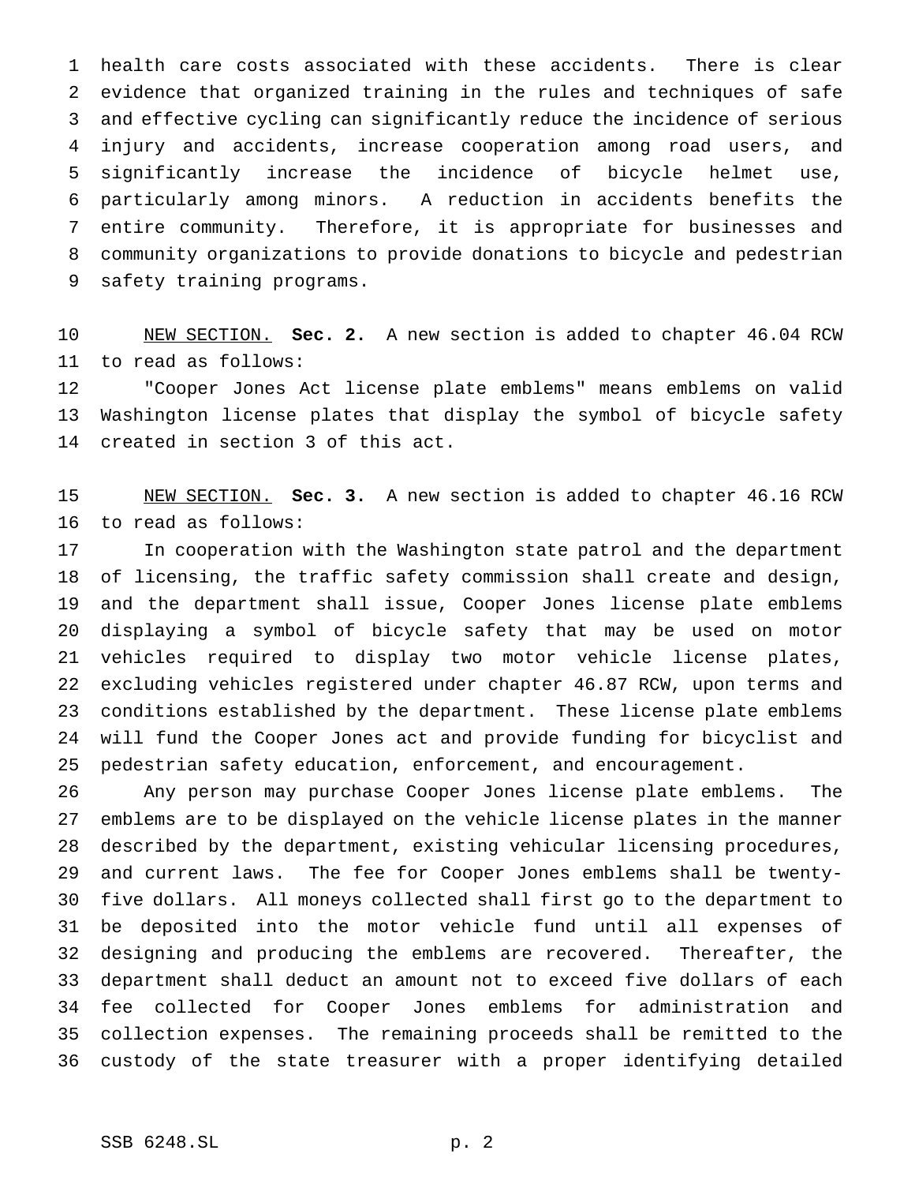health care costs associated with these accidents. There is clear evidence that organized training in the rules and techniques of safe and effective cycling can significantly reduce the incidence of serious injury and accidents, increase cooperation among road users, and significantly increase the incidence of bicycle helmet use, particularly among minors. A reduction in accidents benefits the entire community. Therefore, it is appropriate for businesses and community organizations to provide donations to bicycle and pedestrian safety training programs.

NEW SECTION. **Sec. 2.** A new section is added to chapter 46.04 RCW to read as follows:

"Cooper Jones Act license plate emblems" means emblems on valid Washington license plates that display the symbol of bicycle safety created in section 3 of this act.

NEW SECTION. **Sec. 3.** A new section is added to chapter 46.16 RCW to read as follows:

In cooperation with the Washington state patrol and the department of licensing, the traffic safety commission shall create and design, and the department shall issue, Cooper Jones license plate emblems displaying a symbol of bicycle safety that may be used on motor vehicles required to display two motor vehicle license plates, excluding vehicles registered under chapter 46.87 RCW, upon terms and conditions established by the department. These license plate emblems will fund the Cooper Jones act and provide funding for bicyclist and pedestrian safety education, enforcement, and encouragement.

Any person may purchase Cooper Jones license plate emblems. The emblems are to be displayed on the vehicle license plates in the manner described by the department, existing vehicular licensing procedures, and current laws. The fee for Cooper Jones emblems shall be twenty-five dollars. All moneys collected shall first go to the department to be deposited into the motor vehicle fund until all expenses of designing and producing the emblems are recovered. Thereafter, the department shall deduct an amount not to exceed five dollars of each fee collected for Cooper Jones emblems for administration and collection expenses. The remaining proceeds shall be remitted to the custody of the state treasurer with a proper identifying detailed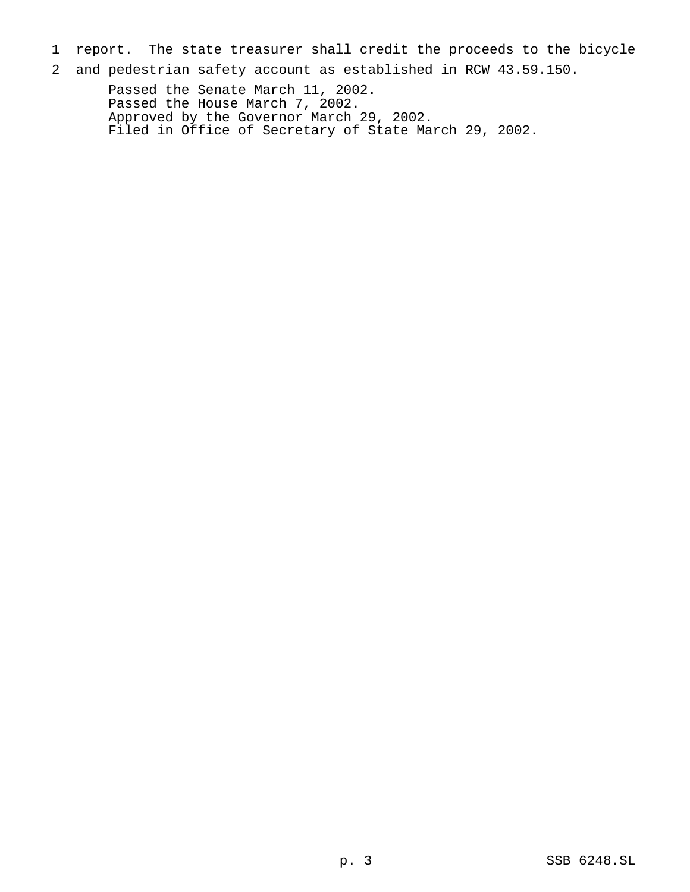report. The state treasurer shall credit the proceeds to the bicycle and pedestrian safety account as established in RCW 43.59.150.

Passed the Senate March 11, 2002.
Passed the House March 7, 2002.
Approved by the Governor March 29, 2002.
Filed in Office of Secretary of State March 29, 2002.